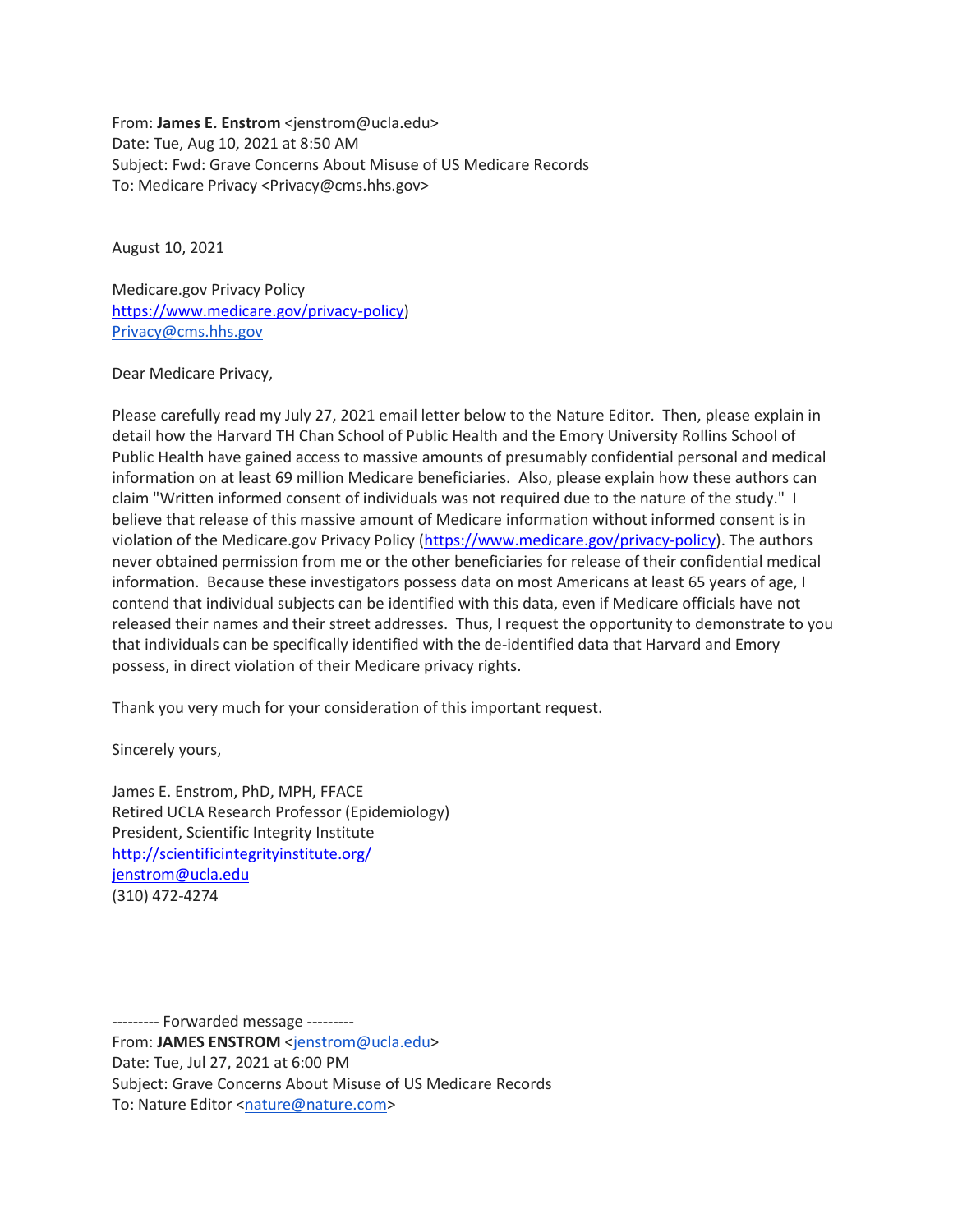From: **James E. Enstrom** <jenstrom@ucla.edu>
Date: Tue, Aug 10, 2021 at 8:50 AM
Subject: Fwd: Grave Concerns About Misuse of US Medicare Records
To: Medicare Privacy <Privacy@cms.hhs.gov>

August 10, 2021

Medicare.gov Privacy Policy
https://www.medicare.gov/privacy-policy)
Privacy@cms.hhs.gov

Dear Medicare Privacy,

Please carefully read my July 27, 2021 email letter below to the Nature Editor. Then, please explain in detail how the Harvard TH Chan School of Public Health and the Emory University Rollins School of Public Health have gained access to massive amounts of presumably confidential personal and medical information on at least 69 million Medicare beneficiaries. Also, please explain how these authors can claim "Written informed consent of individuals was not required due to the nature of the study." I believe that release of this massive amount of Medicare information without informed consent is in violation of the Medicare.gov Privacy Policy (https://www.medicare.gov/privacy-policy). The authors never obtained permission from me or the other beneficiaries for release of their confidential medical information. Because these investigators possess data on most Americans at least 65 years of age, I contend that individual subjects can be identified with this data, even if Medicare officials have not released their names and their street addresses. Thus, I request the opportunity to demonstrate to you that individuals can be specifically identified with the de-identified data that Harvard and Emory possess, in direct violation of their Medicare privacy rights.

Thank you very much for your consideration of this important request.

Sincerely yours,

James E. Enstrom, PhD, MPH, FFACE
Retired UCLA Research Professor (Epidemiology)
President, Scientific Integrity Institute
http://scientificintegrityinstitute.org/
jenstrom@ucla.edu
(310) 472-4274

--------- Forwarded message ---------
From: **JAMES ENSTROM** <jenstrom@ucla.edu>
Date: Tue, Jul 27, 2021 at 6:00 PM
Subject: Grave Concerns About Misuse of US Medicare Records
To: Nature Editor <nature@nature.com>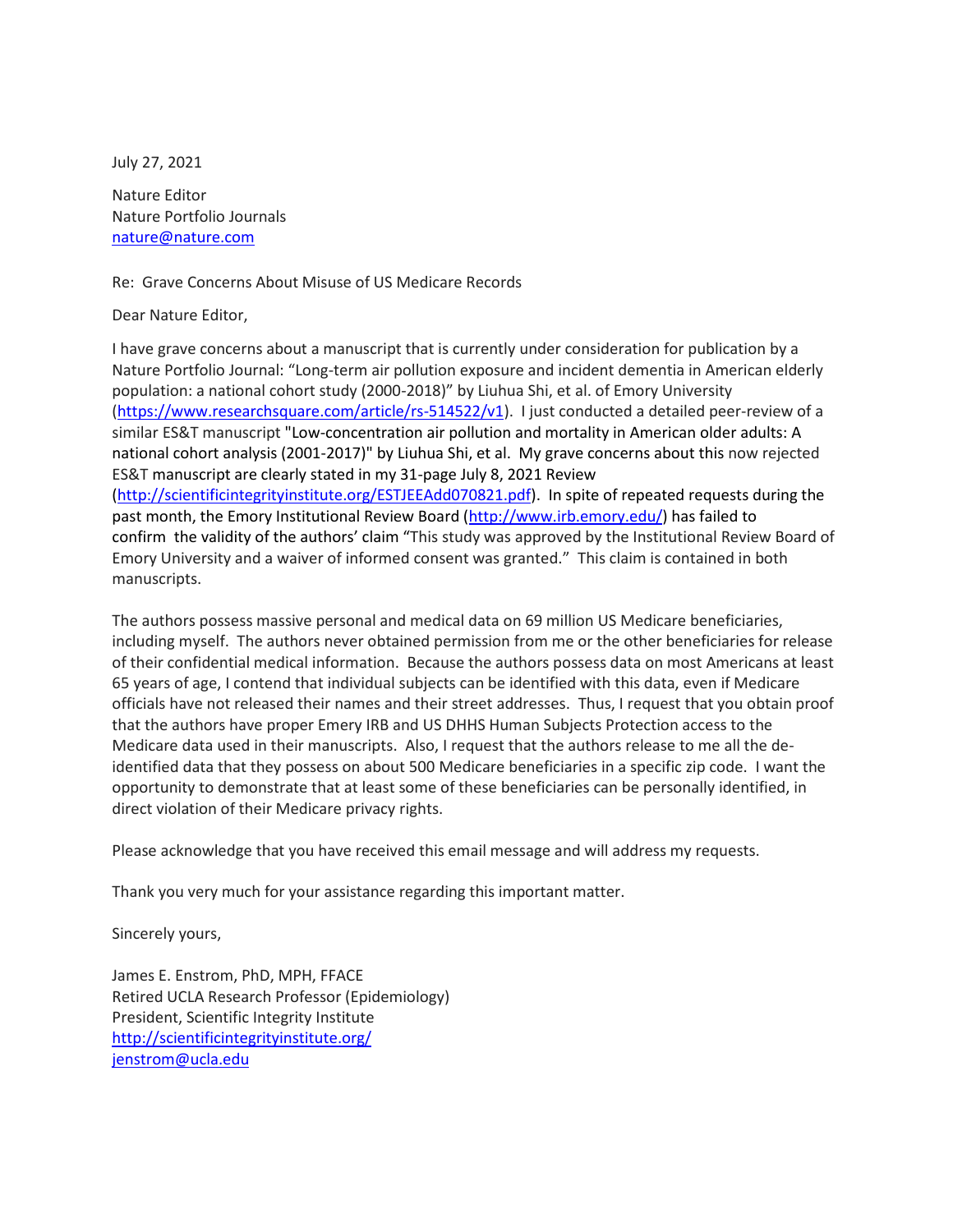July 27, 2021

Nature Editor
Nature Portfolio Journals
nature@nature.com

Re: Grave Concerns About Misuse of US Medicare Records

Dear Nature Editor,

I have grave concerns about a manuscript that is currently under consideration for publication by a Nature Portfolio Journal: "Long-term air pollution exposure and incident dementia in American elderly population: a national cohort study (2000-2018)" by Liuhua Shi, et al. of Emory University (https://www.researchsquare.com/article/rs-514522/v1). I just conducted a detailed peer-review of a similar ES&T manuscript "Low-concentration air pollution and mortality in American older adults: A national cohort analysis (2001-2017)" by Liuhua Shi, et al. My grave concerns about this now rejected ES&T manuscript are clearly stated in my 31-page July 8, 2021 Review (http://scientificintegrityinstitute.org/ESTJEEAdd070821.pdf). In spite of repeated requests during the past month, the Emory Institutional Review Board (http://www.irb.emory.edu/) has failed to confirm the validity of the authors' claim "This study was approved by the Institutional Review Board of Emory University and a waiver of informed consent was granted." This claim is contained in both manuscripts.

The authors possess massive personal and medical data on 69 million US Medicare beneficiaries, including myself. The authors never obtained permission from me or the other beneficiaries for release of their confidential medical information. Because the authors possess data on most Americans at least 65 years of age, I contend that individual subjects can be identified with this data, even if Medicare officials have not released their names and their street addresses. Thus, I request that you obtain proof that the authors have proper Emery IRB and US DHHS Human Subjects Protection access to the Medicare data used in their manuscripts. Also, I request that the authors release to me all the de-identified data that they possess on about 500 Medicare beneficiaries in a specific zip code. I want the opportunity to demonstrate that at least some of these beneficiaries can be personally identified, in direct violation of their Medicare privacy rights.

Please acknowledge that you have received this email message and will address my requests.

Thank you very much for your assistance regarding this important matter.

Sincerely yours,

James E. Enstrom, PhD, MPH, FFACE
Retired UCLA Research Professor (Epidemiology)
President, Scientific Integrity Institute
http://scientificintegrityinstitute.org/
jenstrom@ucla.edu